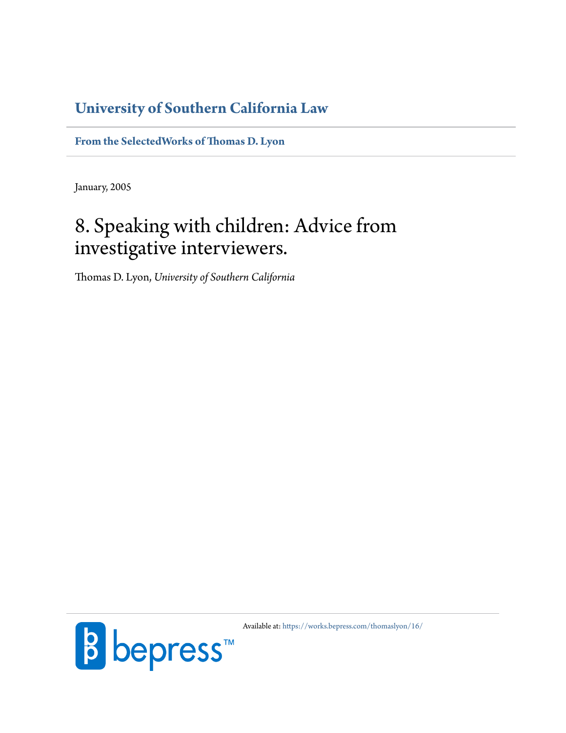**University of Southern California Law**

**From the SelectedWorks of Thomas D. Lyon**

January, 2005

# 8. Speaking with children: Advice from investigative interviewers.

Thomas D. Lyon, *University of Southern California*

Available at: https://works.bepress.com/thomaslyon/16/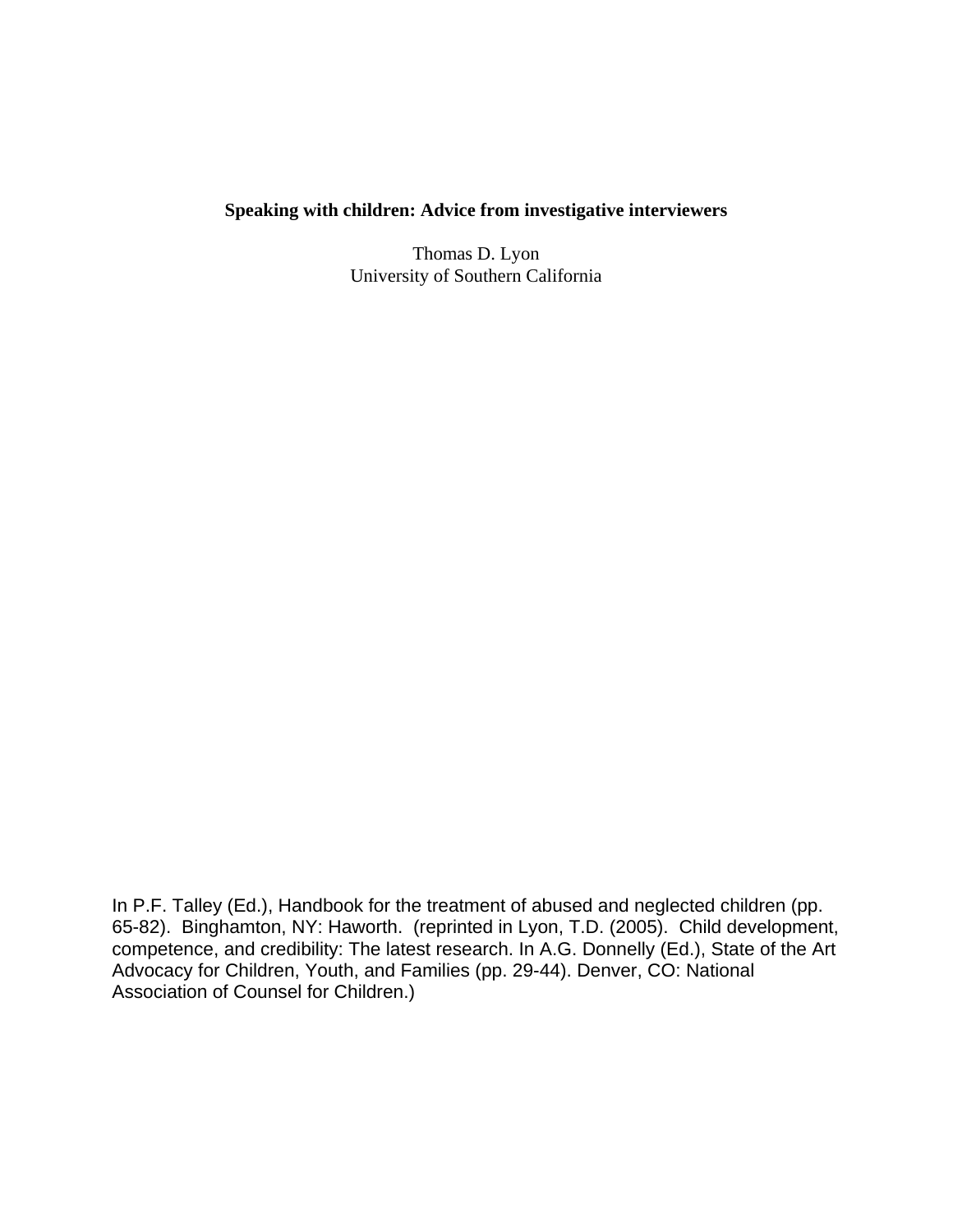**Speaking with children: Advice from investigative interviewers**

Thomas D. Lyon
University of Southern California

In P.F. Talley (Ed.), Handbook for the treatment of abused and neglected children (pp. 65-82). Binghamton, NY: Haworth. (reprinted in Lyon, T.D. (2005). Child development, competence, and credibility: The latest research. In A.G. Donnelly (Ed.), State of the Art Advocacy for Children, Youth, and Families (pp. 29-44). Denver, CO: National Association of Counsel for Children.)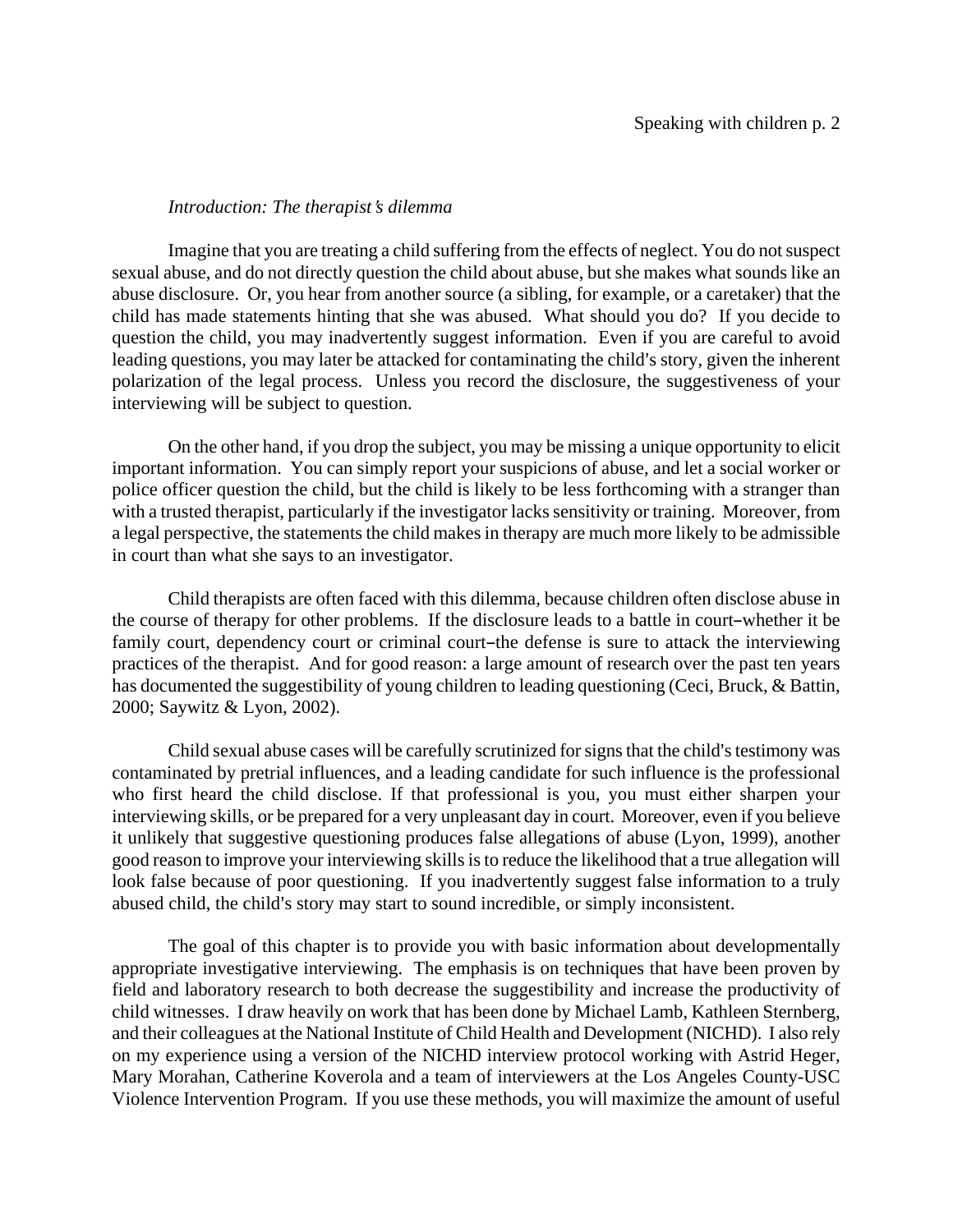*Introduction: The therapist's dilemma*

Imagine that you are treating a child suffering from the effects of neglect. You do not suspect sexual abuse, and do not directly question the child about abuse, but she makes what sounds like an abuse disclosure. Or, you hear from another source (a sibling, for example, or a caretaker) that the child has made statements hinting that she was abused. What should you do? If you decide to question the child, you may inadvertently suggest information. Even if you are careful to avoid leading questions, you may later be attacked for contaminating the child's story, given the inherent polarization of the legal process. Unless you record the disclosure, the suggestiveness of your interviewing will be subject to question.

On the other hand, if you drop the subject, you may be missing a unique opportunity to elicit important information. You can simply report your suspicions of abuse, and let a social worker or police officer question the child, but the child is likely to be less forthcoming with a stranger than with a trusted therapist, particularly if the investigator lacks sensitivity or training. Moreover, from a legal perspective, the statements the child makes in therapy are much more likely to be admissible in court than what she says to an investigator.

Child therapists are often faced with this dilemma, because children often disclose abuse in the course of therapy for other problems. If the disclosure leads to a battle in court–whether it be family court, dependency court or criminal court–the defense is sure to attack the interviewing practices of the therapist. And for good reason: a large amount of research over the past ten years has documented the suggestibility of young children to leading questioning (Ceci, Bruck, & Battin, 2000; Saywitz & Lyon, 2002).

Child sexual abuse cases will be carefully scrutinized for signs that the child's testimony was contaminated by pretrial influences, and a leading candidate for such influence is the professional who first heard the child disclose. If that professional is you, you must either sharpen your interviewing skills, or be prepared for a very unpleasant day in court. Moreover, even if you believe it unlikely that suggestive questioning produces false allegations of abuse (Lyon, 1999), another good reason to improve your interviewing skills is to reduce the likelihood that a true allegation will look false because of poor questioning. If you inadvertently suggest false information to a truly abused child, the child's story may start to sound incredible, or simply inconsistent.

The goal of this chapter is to provide you with basic information about developmentally appropriate investigative interviewing. The emphasis is on techniques that have been proven by field and laboratory research to both decrease the suggestibility and increase the productivity of child witnesses. I draw heavily on work that has been done by Michael Lamb, Kathleen Sternberg, and their colleagues at the National Institute of Child Health and Development (NICHD). I also rely on my experience using a version of the NICHD interview protocol working with Astrid Heger, Mary Morahan, Catherine Koverola and a team of interviewers at the Los Angeles County-USC Violence Intervention Program. If you use these methods, you will maximize the amount of useful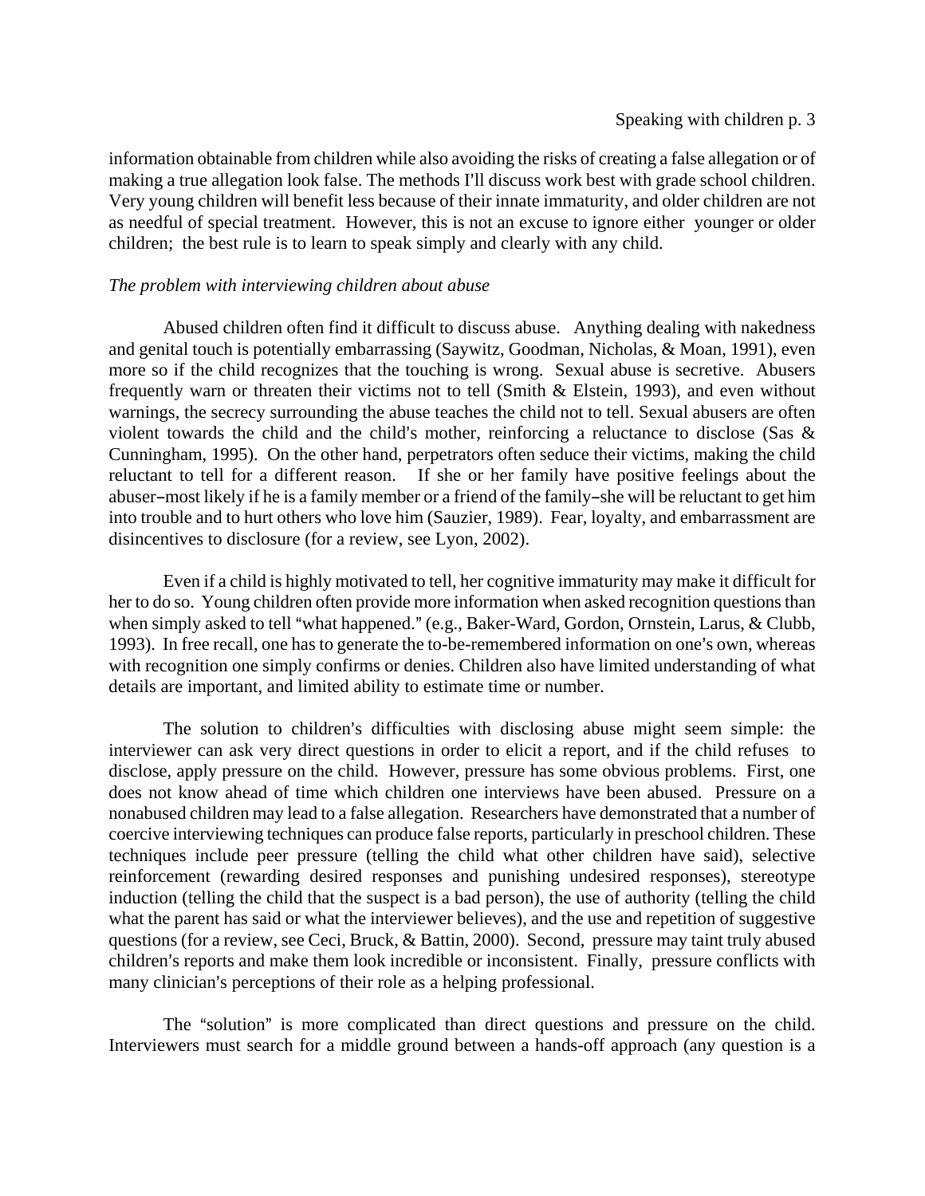information obtainable from children while also avoiding the risks of creating a false allegation or of making a true allegation look false. The methods I'll discuss work best with grade school children. Very young children will benefit less because of their innate immaturity, and older children are not as needful of special treatment. However, this is not an excuse to ignore either younger or older children; the best rule is to learn to speak simply and clearly with any child.

*The problem with interviewing children about abuse*

Abused children often find it difficult to discuss abuse. Anything dealing with nakedness and genital touch is potentially embarrassing (Saywitz, Goodman, Nicholas, & Moan, 1991), even more so if the child recognizes that the touching is wrong. Sexual abuse is secretive. Abusers frequently warn or threaten their victims not to tell (Smith & Elstein, 1993), and even without warnings, the secrecy surrounding the abuse teaches the child not to tell. Sexual abusers are often violent towards the child and the child's mother, reinforcing a reluctance to disclose (Sas & Cunningham, 1995). On the other hand, perpetrators often seduce their victims, making the child reluctant to tell for a different reason. If she or her family have positive feelings about the abuser–most likely if he is a family member or a friend of the family–she will be reluctant to get him into trouble and to hurt others who love him (Sauzier, 1989). Fear, loyalty, and embarrassment are disincentives to disclosure (for a review, see Lyon, 2002).

Even if a child is highly motivated to tell, her cognitive immaturity may make it difficult for her to do so. Young children often provide more information when asked recognition questions than when simply asked to tell "what happened." (e.g., Baker-Ward, Gordon, Ornstein, Larus, & Clubb, 1993). In free recall, one has to generate the to-be-remembered information on one's own, whereas with recognition one simply confirms or denies. Children also have limited understanding of what details are important, and limited ability to estimate time or number.

The solution to children's difficulties with disclosing abuse might seem simple: the interviewer can ask very direct questions in order to elicit a report, and if the child refuses to disclose, apply pressure on the child. However, pressure has some obvious problems. First, one does not know ahead of time which children one interviews have been abused. Pressure on a nonabused children may lead to a false allegation. Researchers have demonstrated that a number of coercive interviewing techniques can produce false reports, particularly in preschool children. These techniques include peer pressure (telling the child what other children have said), selective reinforcement (rewarding desired responses and punishing undesired responses), stereotype induction (telling the child that the suspect is a bad person), the use of authority (telling the child what the parent has said or what the interviewer believes), and the use and repetition of suggestive questions (for a review, see Ceci, Bruck, & Battin, 2000). Second, pressure may taint truly abused children's reports and make them look incredible or inconsistent. Finally, pressure conflicts with many clinician's perceptions of their role as a helping professional.

The "solution" is more complicated than direct questions and pressure on the child. Interviewers must search for a middle ground between a hands-off approach (any question is a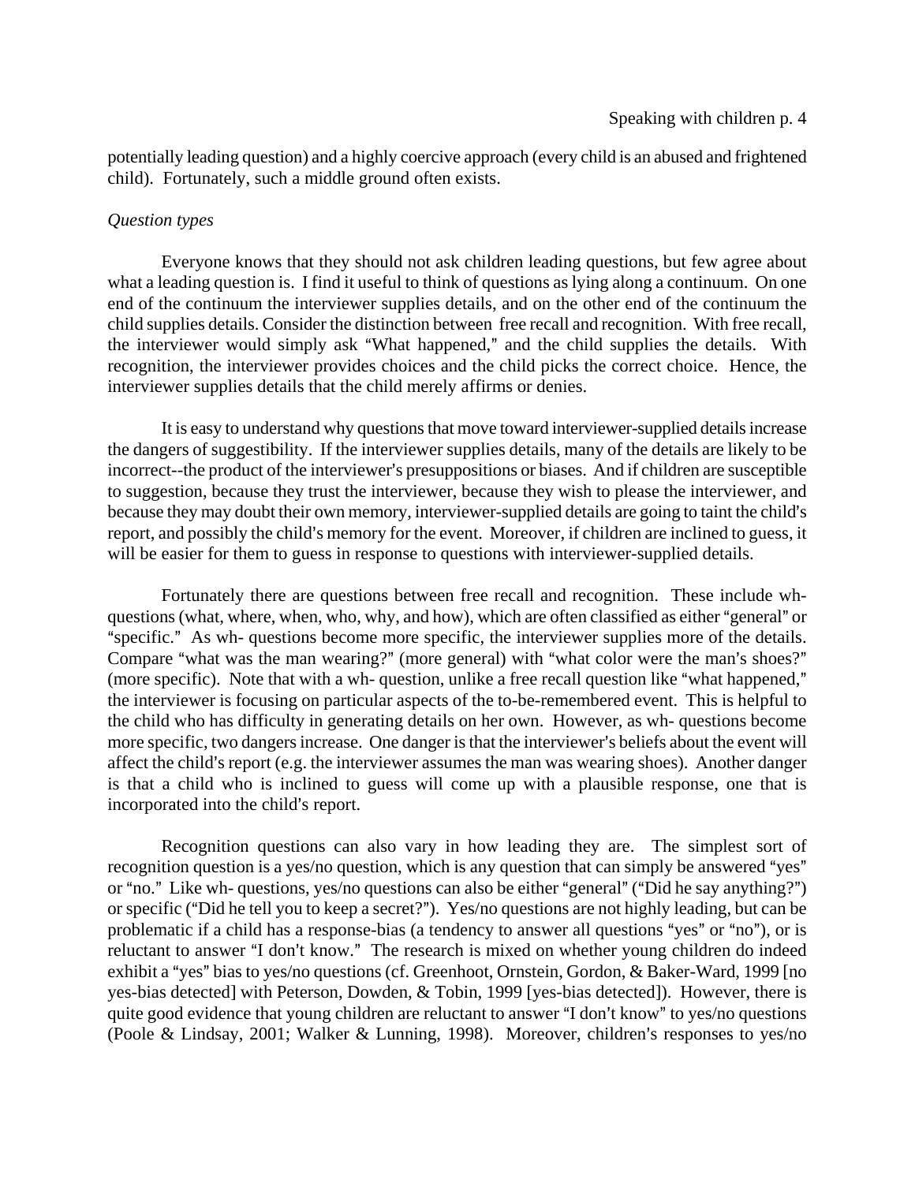potentially leading question) and a highly coercive approach (every child is an abused and frightened child). Fortunately, such a middle ground often exists.

*Question types*

Everyone knows that they should not ask children leading questions, but few agree about what a leading question is. I find it useful to think of questions as lying along a continuum. On one end of the continuum the interviewer supplies details, and on the other end of the continuum the child supplies details. Consider the distinction between free recall and recognition. With free recall, the interviewer would simply ask "What happened," and the child supplies the details. With recognition, the interviewer provides choices and the child picks the correct choice. Hence, the interviewer supplies details that the child merely affirms or denies.

It is easy to understand why questions that move toward interviewer-supplied details increase the dangers of suggestibility. If the interviewer supplies details, many of the details are likely to be incorrect--the product of the interviewer's presuppositions or biases. And if children are susceptible to suggestion, because they trust the interviewer, because they wish to please the interviewer, and because they may doubt their own memory, interviewer-supplied details are going to taint the child's report, and possibly the child's memory for the event. Moreover, if children are inclined to guess, it will be easier for them to guess in response to questions with interviewer-supplied details.

Fortunately there are questions between free recall and recognition. These include wh-questions (what, where, when, who, why, and how), which are often classified as either "general" or "specific." As wh- questions become more specific, the interviewer supplies more of the details. Compare "what was the man wearing?" (more general) with "what color were the man's shoes?" (more specific). Note that with a wh- question, unlike a free recall question like "what happened," the interviewer is focusing on particular aspects of the to-be-remembered event. This is helpful to the child who has difficulty in generating details on her own. However, as wh- questions become more specific, two dangers increase. One danger is that the interviewer's beliefs about the event will affect the child's report (e.g. the interviewer assumes the man was wearing shoes). Another danger is that a child who is inclined to guess will come up with a plausible response, one that is incorporated into the child's report.

Recognition questions can also vary in how leading they are. The simplest sort of recognition question is a yes/no question, which is any question that can simply be answered "yes" or "no." Like wh- questions, yes/no questions can also be either "general" ("Did he say anything?") or specific ("Did he tell you to keep a secret?"). Yes/no questions are not highly leading, but can be problematic if a child has a response-bias (a tendency to answer all questions "yes" or "no"), or is reluctant to answer "I don't know." The research is mixed on whether young children do indeed exhibit a "yes" bias to yes/no questions (cf. Greenhoot, Ornstein, Gordon, & Baker-Ward, 1999 [no yes-bias detected] with Peterson, Dowden, & Tobin, 1999 [yes-bias detected]). However, there is quite good evidence that young children are reluctant to answer "I don't know" to yes/no questions (Poole & Lindsay, 2001; Walker & Lunning, 1998). Moreover, children's responses to yes/no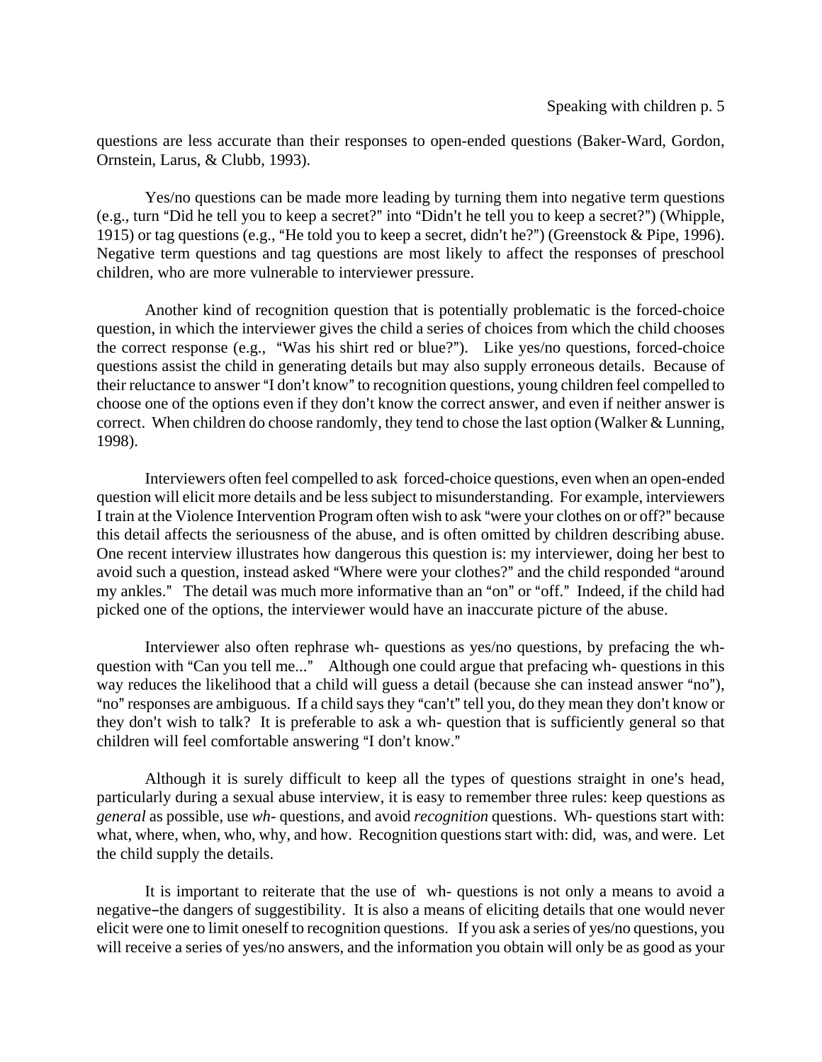questions are less accurate than their responses to open-ended questions (Baker-Ward, Gordon, Ornstein, Larus, & Clubb, 1993).

Yes/no questions can be made more leading by turning them into negative term questions (e.g., turn "Did he tell you to keep a secret?" into "Didn't he tell you to keep a secret?") (Whipple, 1915) or tag questions (e.g., "He told you to keep a secret, didn't he?") (Greenstock & Pipe, 1996). Negative term questions and tag questions are most likely to affect the responses of preschool children, who are more vulnerable to interviewer pressure.

Another kind of recognition question that is potentially problematic is the forced-choice question, in which the interviewer gives the child a series of choices from which the child chooses the correct response (e.g., "Was his shirt red or blue?"). Like yes/no questions, forced-choice questions assist the child in generating details but may also supply erroneous details. Because of their reluctance to answer "I don't know" to recognition questions, young children feel compelled to choose one of the options even if they don't know the correct answer, and even if neither answer is correct. When children do choose randomly, they tend to chose the last option (Walker & Lunning, 1998).

Interviewers often feel compelled to ask forced-choice questions, even when an open-ended question will elicit more details and be less subject to misunderstanding. For example, interviewers I train at the Violence Intervention Program often wish to ask "were your clothes on or off?" because this detail affects the seriousness of the abuse, and is often omitted by children describing abuse. One recent interview illustrates how dangerous this question is: my interviewer, doing her best to avoid such a question, instead asked "Where were your clothes?" and the child responded "around my ankles." The detail was much more informative than an "on" or "off." Indeed, if the child had picked one of the options, the interviewer would have an inaccurate picture of the abuse.

Interviewer also often rephrase wh- questions as yes/no questions, by prefacing the wh-question with "Can you tell me..." Although one could argue that prefacing wh- questions in this way reduces the likelihood that a child will guess a detail (because she can instead answer "no"), "no" responses are ambiguous. If a child says they "can't" tell you, do they mean they don't know or they don't wish to talk? It is preferable to ask a wh- question that is sufficiently general so that children will feel comfortable answering "I don't know."

Although it is surely difficult to keep all the types of questions straight in one's head, particularly during a sexual abuse interview, it is easy to remember three rules: keep questions as *general* as possible, use *wh*- questions, and avoid *recognition* questions. Wh- questions start with: what, where, when, who, why, and how. Recognition questions start with: did, was, and were. Let the child supply the details.

It is important to reiterate that the use of wh- questions is not only a means to avoid a negative–the dangers of suggestibility. It is also a means of eliciting details that one would never elicit were one to limit oneself to recognition questions. If you ask a series of yes/no questions, you will receive a series of yes/no answers, and the information you obtain will only be as good as your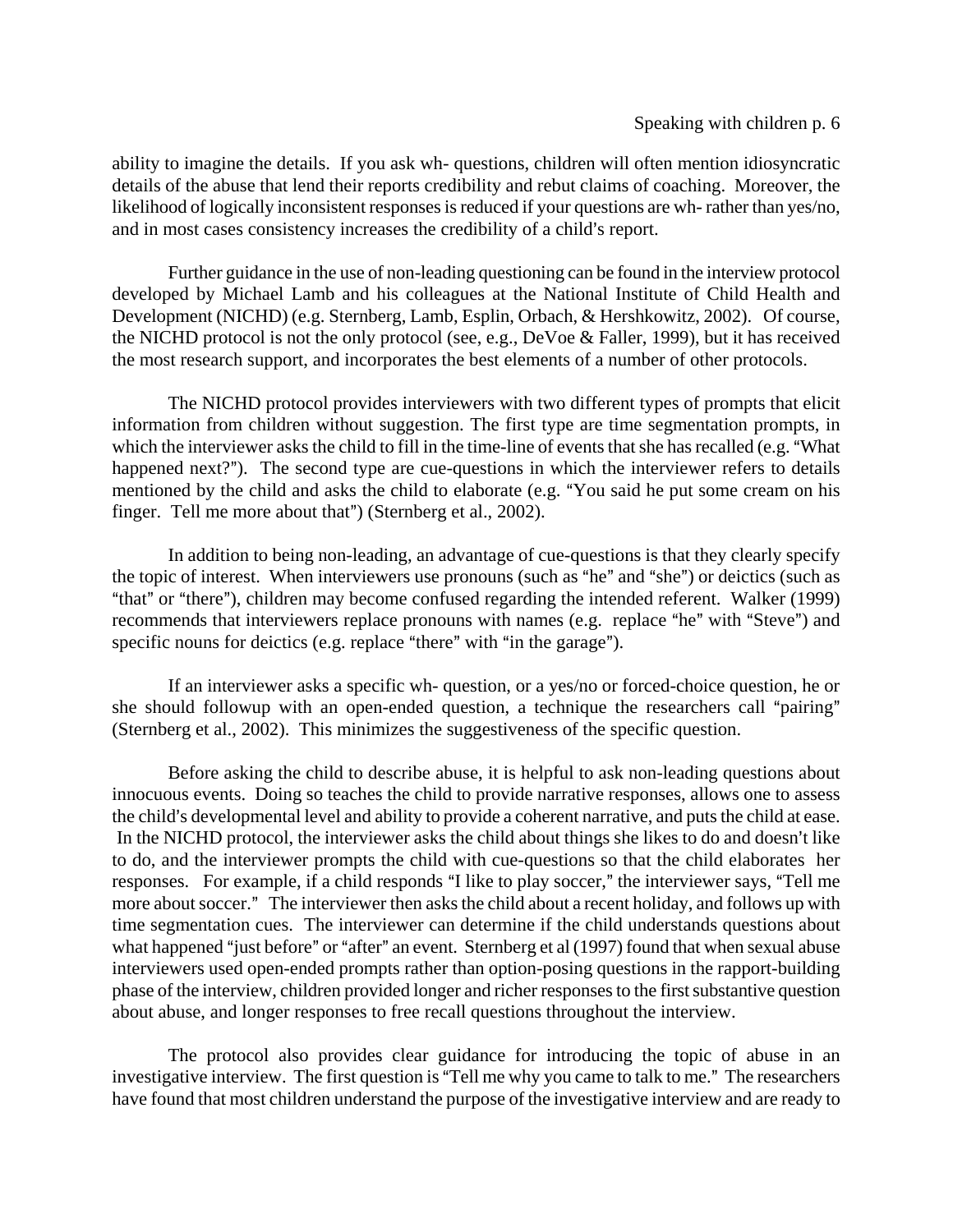ability to imagine the details. If you ask wh- questions, children will often mention idiosyncratic details of the abuse that lend their reports credibility and rebut claims of coaching. Moreover, the likelihood of logically inconsistent responses is reduced if your questions are wh- rather than yes/no, and in most cases consistency increases the credibility of a child's report.

Further guidance in the use of non-leading questioning can be found in the interview protocol developed by Michael Lamb and his colleagues at the National Institute of Child Health and Development (NICHD) (e.g. Sternberg, Lamb, Esplin, Orbach, & Hershkowitz, 2002). Of course, the NICHD protocol is not the only protocol (see, e.g., DeVoe & Faller, 1999), but it has received the most research support, and incorporates the best elements of a number of other protocols.

The NICHD protocol provides interviewers with two different types of prompts that elicit information from children without suggestion. The first type are time segmentation prompts, in which the interviewer asks the child to fill in the time-line of events that she has recalled (e.g. "What happened next?"). The second type are cue-questions in which the interviewer refers to details mentioned by the child and asks the child to elaborate (e.g. "You said he put some cream on his finger. Tell me more about that") (Sternberg et al., 2002).

In addition to being non-leading, an advantage of cue-questions is that they clearly specify the topic of interest. When interviewers use pronouns (such as "he" and "she") or deictics (such as "that" or "there"), children may become confused regarding the intended referent. Walker (1999) recommends that interviewers replace pronouns with names (e.g. replace "he" with "Steve") and specific nouns for deictics (e.g. replace "there" with "in the garage").

If an interviewer asks a specific wh- question, or a yes/no or forced-choice question, he or she should followup with an open-ended question, a technique the researchers call "pairing" (Sternberg et al., 2002). This minimizes the suggestiveness of the specific question.

Before asking the child to describe abuse, it is helpful to ask non-leading questions about innocuous events. Doing so teaches the child to provide narrative responses, allows one to assess the child's developmental level and ability to provide a coherent narrative, and puts the child at ease. In the NICHD protocol, the interviewer asks the child about things she likes to do and doesn't like to do, and the interviewer prompts the child with cue-questions so that the child elaborates her responses. For example, if a child responds "I like to play soccer," the interviewer says, "Tell me more about soccer." The interviewer then asks the child about a recent holiday, and follows up with time segmentation cues. The interviewer can determine if the child understands questions about what happened "just before" or "after" an event. Sternberg et al (1997) found that when sexual abuse interviewers used open-ended prompts rather than option-posing questions in the rapport-building phase of the interview, children provided longer and richer responses to the first substantive question about abuse, and longer responses to free recall questions throughout the interview.

The protocol also provides clear guidance for introducing the topic of abuse in an investigative interview. The first question is "Tell me why you came to talk to me." The researchers have found that most children understand the purpose of the investigative interview and are ready to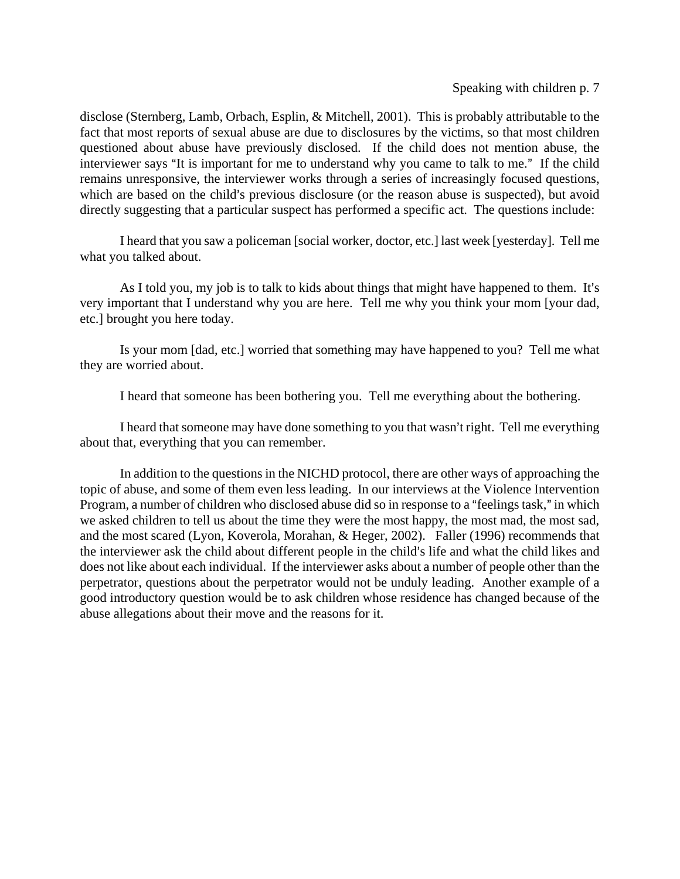disclose (Sternberg, Lamb, Orbach, Esplin, & Mitchell, 2001). This is probably attributable to the fact that most reports of sexual abuse are due to disclosures by the victims, so that most children questioned about abuse have previously disclosed. If the child does not mention abuse, the interviewer says "It is important for me to understand why you came to talk to me." If the child remains unresponsive, the interviewer works through a series of increasingly focused questions, which are based on the child's previous disclosure (or the reason abuse is suspected), but avoid directly suggesting that a particular suspect has performed a specific act. The questions include:

I heard that you saw a policeman [social worker, doctor, etc.] last week [yesterday]. Tell me what you talked about.

As I told you, my job is to talk to kids about things that might have happened to them. It's very important that I understand why you are here. Tell me why you think your mom [your dad, etc.] brought you here today.

Is your mom [dad, etc.] worried that something may have happened to you? Tell me what they are worried about.

I heard that someone has been bothering you. Tell me everything about the bothering.

I heard that someone may have done something to you that wasn't right. Tell me everything about that, everything that you can remember.

In addition to the questions in the NICHD protocol, there are other ways of approaching the topic of abuse, and some of them even less leading. In our interviews at the Violence Intervention Program, a number of children who disclosed abuse did so in response to a "feelings task," in which we asked children to tell us about the time they were the most happy, the most mad, the most sad, and the most scared (Lyon, Koverola, Morahan, & Heger, 2002). Faller (1996) recommends that the interviewer ask the child about different people in the child's life and what the child likes and does not like about each individual. If the interviewer asks about a number of people other than the perpetrator, questions about the perpetrator would not be unduly leading. Another example of a good introductory question would be to ask children whose residence has changed because of the abuse allegations about their move and the reasons for it.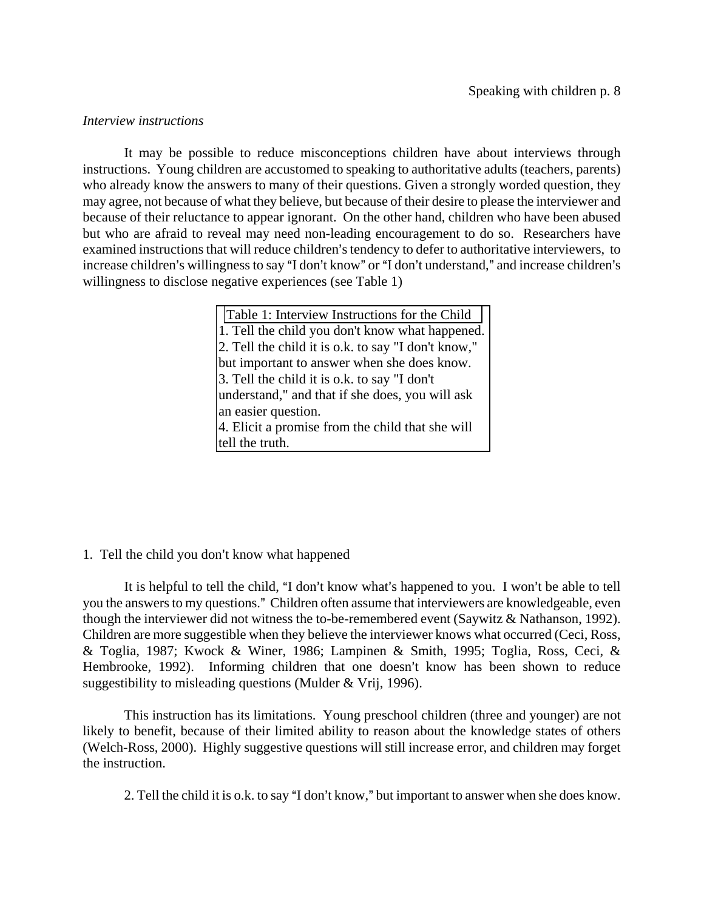*Interview instructions*

It may be possible to reduce misconceptions children have about interviews through instructions. Young children are accustomed to speaking to authoritative adults (teachers, parents) who already know the answers to many of their questions. Given a strongly worded question, they may agree, not because of what they believe, but because of their desire to please the interviewer and because of their reluctance to appear ignorant. On the other hand, children who have been abused but who are afraid to reveal may need non-leading encouragement to do so. Researchers have examined instructions that will reduce children's tendency to defer to authoritative interviewers, to increase children's willingness to say "I don't know" or "I don't understand," and increase children's willingness to disclose negative experiences (see Table 1)

| Table 1: Interview Instructions for the Child |
|---|
| 1. Tell the child you don't know what happened. |
| 2. Tell the child it is o.k. to say "I don't know," but important to answer when she does know. |
| 3. Tell the child it is o.k. to say "I don't understand," and that if she does, you will ask an easier question. |
| 4. Elicit a promise from the child that she will tell the truth. |

1. Tell the child you don't know what happened

It is helpful to tell the child, "I don't know what's happened to you. I won't be able to tell you the answers to my questions." Children often assume that interviewers are knowledgeable, even though the interviewer did not witness the to-be-remembered event (Saywitz & Nathanson, 1992). Children are more suggestible when they believe the interviewer knows what occurred (Ceci, Ross, & Toglia, 1987; Kwock & Winer, 1986; Lampinen & Smith, 1995; Toglia, Ross, Ceci, & Hembrooke, 1992). Informing children that one doesn't know has been shown to reduce suggestibility to misleading questions (Mulder & Vrij, 1996).

This instruction has its limitations. Young preschool children (three and younger) are not likely to benefit, because of their limited ability to reason about the knowledge states of others (Welch-Ross, 2000). Highly suggestive questions will still increase error, and children may forget the instruction.

2. Tell the child it is o.k. to say "I don't know," but important to answer when she does know.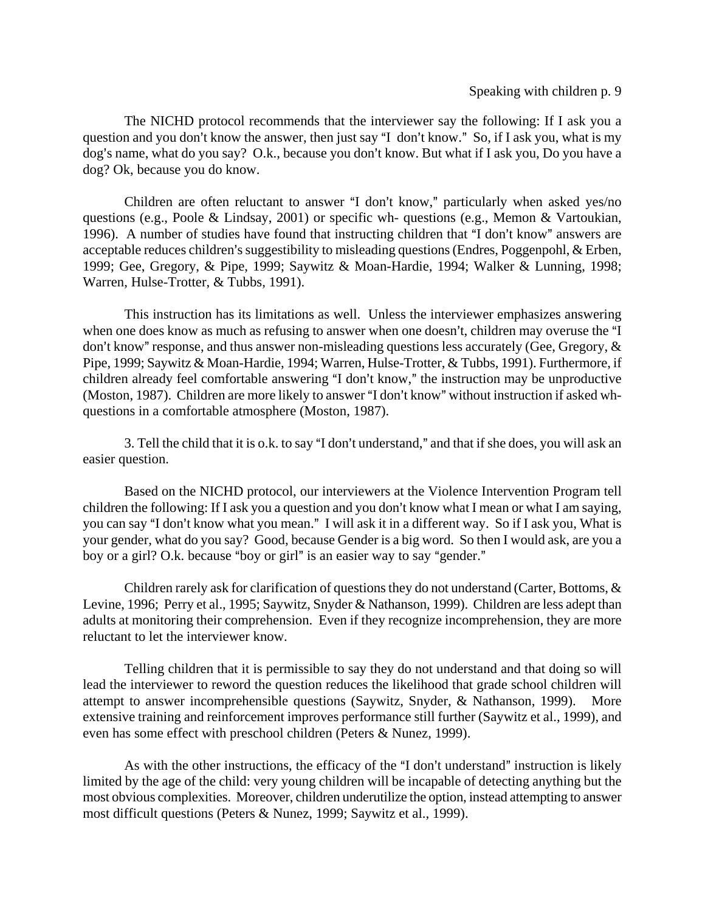The NICHD protocol recommends that the interviewer say the following: If I ask you a question and you don't know the answer, then just say "I don't know." So, if I ask you, what is my dog's name, what do you say? O.k., because you don't know. But what if I ask you, Do you have a dog? Ok, because you do know.

Children are often reluctant to answer "I don't know," particularly when asked yes/no questions (e.g., Poole & Lindsay, 2001) or specific wh- questions (e.g., Memon & Vartoukian, 1996). A number of studies have found that instructing children that "I don't know" answers are acceptable reduces children's suggestibility to misleading questions (Endres, Poggenpohl, & Erben, 1999; Gee, Gregory, & Pipe, 1999; Saywitz & Moan-Hardie, 1994; Walker & Lunning, 1998; Warren, Hulse-Trotter, & Tubbs, 1991).

This instruction has its limitations as well. Unless the interviewer emphasizes answering when one does know as much as refusing to answer when one doesn't, children may overuse the "I don't know" response, and thus answer non-misleading questions less accurately (Gee, Gregory, & Pipe, 1999; Saywitz & Moan-Hardie, 1994; Warren, Hulse-Trotter, & Tubbs, 1991). Furthermore, if children already feel comfortable answering "I don't know," the instruction may be unproductive (Moston, 1987). Children are more likely to answer "I don't know" without instruction if asked wh-questions in a comfortable atmosphere (Moston, 1987).

3. Tell the child that it is o.k. to say "I don't understand," and that if she does, you will ask an easier question.

Based on the NICHD protocol, our interviewers at the Violence Intervention Program tell children the following: If I ask you a question and you don't know what I mean or what I am saying, you can say "I don't know what you mean." I will ask it in a different way. So if I ask you, What is your gender, what do you say? Good, because Gender is a big word. So then I would ask, are you a boy or a girl? O.k. because "boy or girl" is an easier way to say "gender."

Children rarely ask for clarification of questions they do not understand (Carter, Bottoms, & Levine, 1996; Perry et al., 1995; Saywitz, Snyder & Nathanson, 1999). Children are less adept than adults at monitoring their comprehension. Even if they recognize incomprehension, they are more reluctant to let the interviewer know.

Telling children that it is permissible to say they do not understand and that doing so will lead the interviewer to reword the question reduces the likelihood that grade school children will attempt to answer incomprehensible questions (Saywitz, Snyder, & Nathanson, 1999). More extensive training and reinforcement improves performance still further (Saywitz et al., 1999), and even has some effect with preschool children (Peters & Nunez, 1999).

As with the other instructions, the efficacy of the "I don't understand" instruction is likely limited by the age of the child: very young children will be incapable of detecting anything but the most obvious complexities. Moreover, children underutilize the option, instead attempting to answer most difficult questions (Peters & Nunez, 1999; Saywitz et al., 1999).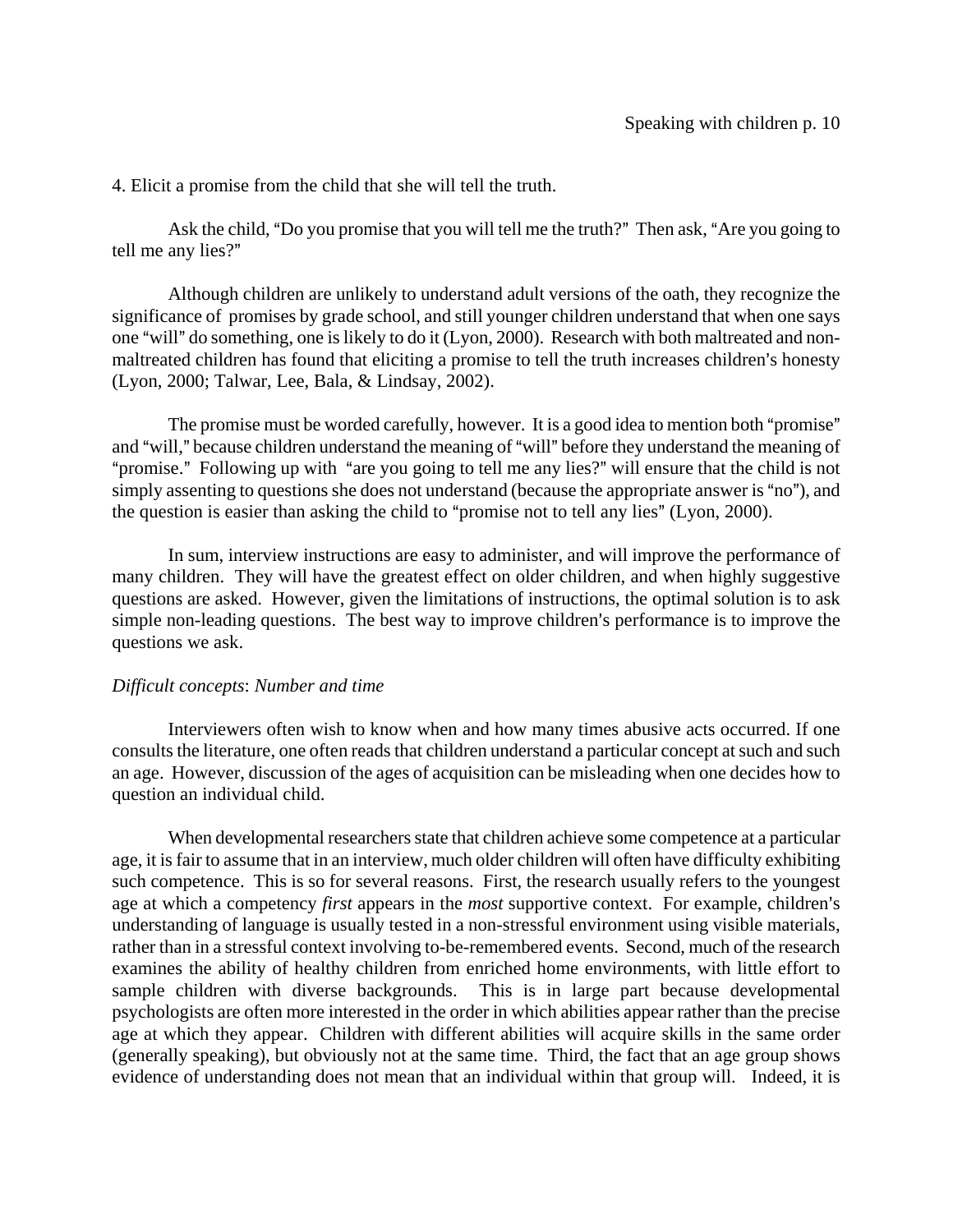4. Elicit a promise from the child that she will tell the truth.

Ask the child, "Do you promise that you will tell me the truth?" Then ask, "Are you going to tell me any lies?"

Although children are unlikely to understand adult versions of the oath, they recognize the significance of promises by grade school, and still younger children understand that when one says one "will" do something, one is likely to do it (Lyon, 2000). Research with both maltreated and non-maltreated children has found that eliciting a promise to tell the truth increases children's honesty (Lyon, 2000; Talwar, Lee, Bala, & Lindsay, 2002).

The promise must be worded carefully, however. It is a good idea to mention both "promise" and "will," because children understand the meaning of "will" before they understand the meaning of "promise." Following up with "are you going to tell me any lies?" will ensure that the child is not simply assenting to questions she does not understand (because the appropriate answer is "no"), and the question is easier than asking the child to "promise not to tell any lies" (Lyon, 2000).

In sum, interview instructions are easy to administer, and will improve the performance of many children. They will have the greatest effect on older children, and when highly suggestive questions are asked. However, given the limitations of instructions, the optimal solution is to ask simple non-leading questions. The best way to improve children's performance is to improve the questions we ask.

*Difficult concepts*: *Number and time*

Interviewers often wish to know when and how many times abusive acts occurred. If one consults the literature, one often reads that children understand a particular concept at such and such an age. However, discussion of the ages of acquisition can be misleading when one decides how to question an individual child.

When developmental researchers state that children achieve some competence at a particular age, it is fair to assume that in an interview, much older children will often have difficulty exhibiting such competence. This is so for several reasons. First, the research usually refers to the youngest age at which a competency *first* appears in the *most* supportive context. For example, children's understanding of language is usually tested in a non-stressful environment using visible materials, rather than in a stressful context involving to-be-remembered events. Second, much of the research examines the ability of healthy children from enriched home environments, with little effort to sample children with diverse backgrounds. This is in large part because developmental psychologists are often more interested in the order in which abilities appear rather than the precise age at which they appear. Children with different abilities will acquire skills in the same order (generally speaking), but obviously not at the same time. Third, the fact that an age group shows evidence of understanding does not mean that an individual within that group will. Indeed, it is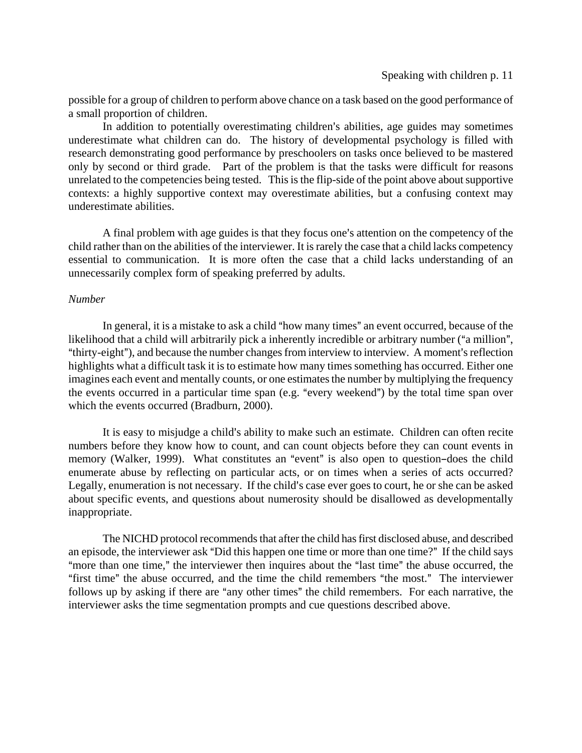possible for a group of children to perform above chance on a task based on the good performance of a small proportion of children.

In addition to potentially overestimating children's abilities, age guides may sometimes underestimate what children can do. The history of developmental psychology is filled with research demonstrating good performance by preschoolers on tasks once believed to be mastered only by second or third grade. Part of the problem is that the tasks were difficult for reasons unrelated to the competencies being tested. This is the flip-side of the point above about supportive contexts: a highly supportive context may overestimate abilities, but a confusing context may underestimate abilities.

A final problem with age guides is that they focus one's attention on the competency of the child rather than on the abilities of the interviewer. It is rarely the case that a child lacks competency essential to communication. It is more often the case that a child lacks understanding of an unnecessarily complex form of speaking preferred by adults.

*Number*

In general, it is a mistake to ask a child "how many times" an event occurred, because of the likelihood that a child will arbitrarily pick a inherently incredible or arbitrary number ("a million", "thirty-eight"), and because the number changes from interview to interview. A moment's reflection highlights what a difficult task it is to estimate how many times something has occurred. Either one imagines each event and mentally counts, or one estimates the number by multiplying the frequency the events occurred in a particular time span (e.g. "every weekend") by the total time span over which the events occurred (Bradburn, 2000).

It is easy to misjudge a child's ability to make such an estimate. Children can often recite numbers before they know how to count, and can count objects before they can count events in memory (Walker, 1999). What constitutes an "event" is also open to question–does the child enumerate abuse by reflecting on particular acts, or on times when a series of acts occurred? Legally, enumeration is not necessary. If the child's case ever goes to court, he or she can be asked about specific events, and questions about numerosity should be disallowed as developmentally inappropriate.

The NICHD protocol recommends that after the child has first disclosed abuse, and described an episode, the interviewer ask "Did this happen one time or more than one time?" If the child says "more than one time," the interviewer then inquires about the "last time" the abuse occurred, the "first time" the abuse occurred, and the time the child remembers "the most." The interviewer follows up by asking if there are "any other times" the child remembers. For each narrative, the interviewer asks the time segmentation prompts and cue questions described above.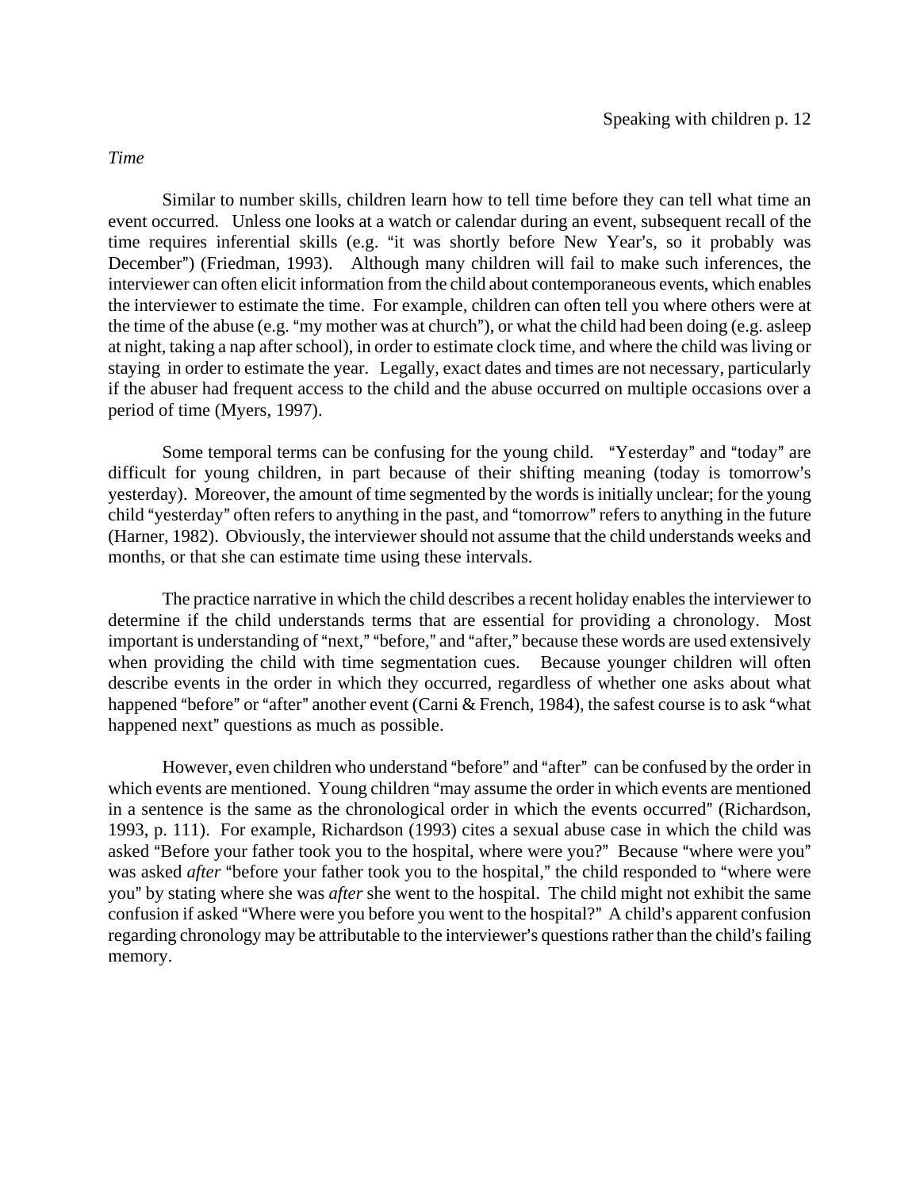*Time*

Similar to number skills, children learn how to tell time before they can tell what time an event occurred. Unless one looks at a watch or calendar during an event, subsequent recall of the time requires inferential skills (e.g. "it was shortly before New Year's, so it probably was December") (Friedman, 1993). Although many children will fail to make such inferences, the interviewer can often elicit information from the child about contemporaneous events, which enables the interviewer to estimate the time. For example, children can often tell you where others were at the time of the abuse (e.g. "my mother was at church"), or what the child had been doing (e.g. asleep at night, taking a nap after school), in order to estimate clock time, and where the child was living or staying in order to estimate the year. Legally, exact dates and times are not necessary, particularly if the abuser had frequent access to the child and the abuse occurred on multiple occasions over a period of time (Myers, 1997).

Some temporal terms can be confusing for the young child. "Yesterday" and "today" are difficult for young children, in part because of their shifting meaning (today is tomorrow's yesterday). Moreover, the amount of time segmented by the words is initially unclear; for the young child "yesterday" often refers to anything in the past, and "tomorrow" refers to anything in the future (Harner, 1982). Obviously, the interviewer should not assume that the child understands weeks and months, or that she can estimate time using these intervals.

The practice narrative in which the child describes a recent holiday enables the interviewer to determine if the child understands terms that are essential for providing a chronology. Most important is understanding of "next," "before," and "after," because these words are used extensively when providing the child with time segmentation cues. Because younger children will often describe events in the order in which they occurred, regardless of whether one asks about what happened "before" or "after" another event (Carni & French, 1984), the safest course is to ask "what happened next" questions as much as possible.

However, even children who understand "before" and "after" can be confused by the order in which events are mentioned. Young children "may assume the order in which events are mentioned in a sentence is the same as the chronological order in which the events occurred" (Richardson, 1993, p. 111). For example, Richardson (1993) cites a sexual abuse case in which the child was asked "Before your father took you to the hospital, where were you?" Because "where were you" was asked *after* "before your father took you to the hospital," the child responded to "where were you" by stating where she was *after* she went to the hospital. The child might not exhibit the same confusion if asked "Where were you before you went to the hospital?" A child's apparent confusion regarding chronology may be attributable to the interviewer's questions rather than the child's failing memory.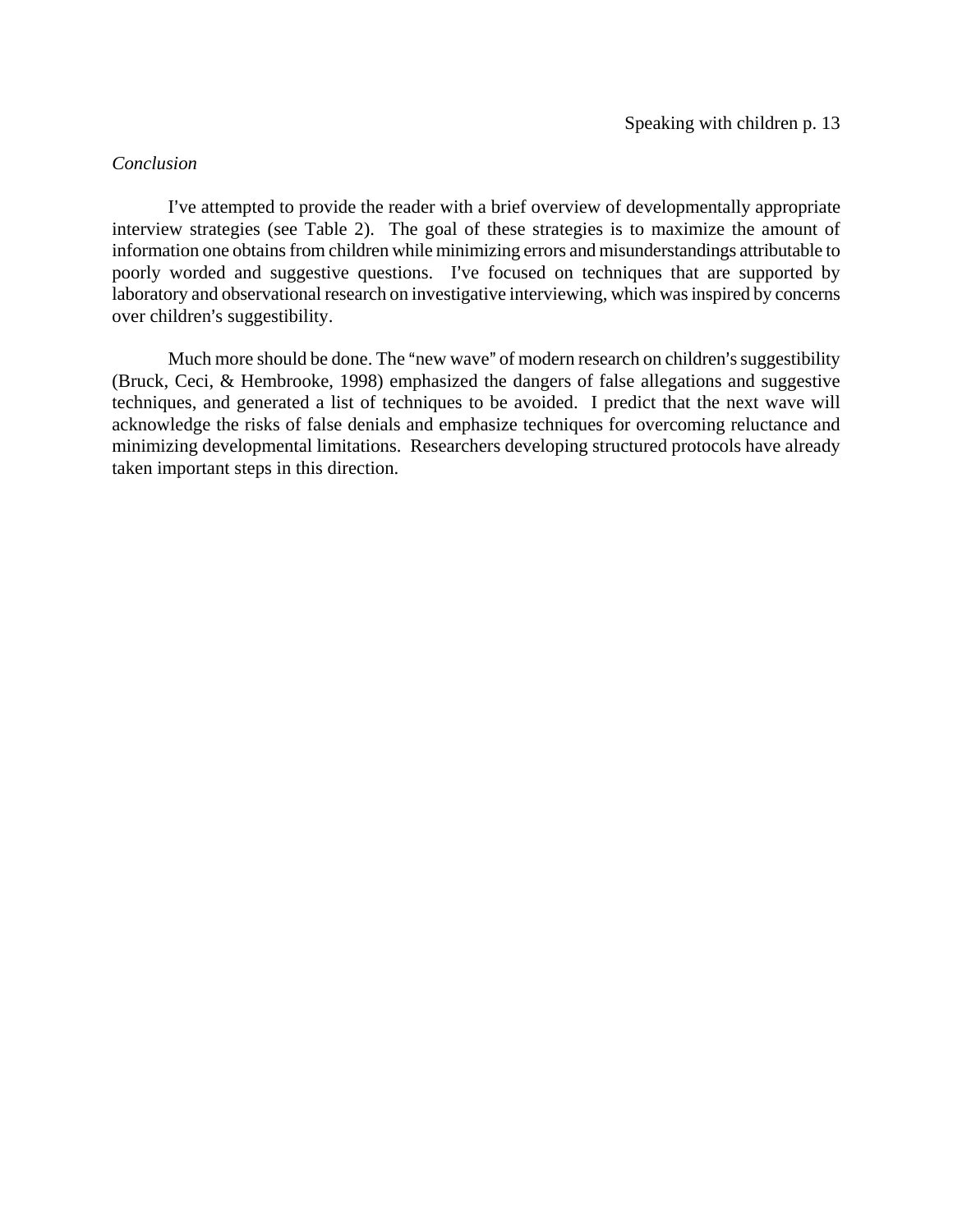*Conclusion*

I've attempted to provide the reader with a brief overview of developmentally appropriate interview strategies (see Table 2). The goal of these strategies is to maximize the amount of information one obtains from children while minimizing errors and misunderstandings attributable to poorly worded and suggestive questions. I've focused on techniques that are supported by laboratory and observational research on investigative interviewing, which was inspired by concerns over children's suggestibility.

Much more should be done. The "new wave" of modern research on children's suggestibility (Bruck, Ceci, & Hembrooke, 1998) emphasized the dangers of false allegations and suggestive techniques, and generated a list of techniques to be avoided. I predict that the next wave will acknowledge the risks of false denials and emphasize techniques for overcoming reluctance and minimizing developmental limitations. Researchers developing structured protocols have already taken important steps in this direction.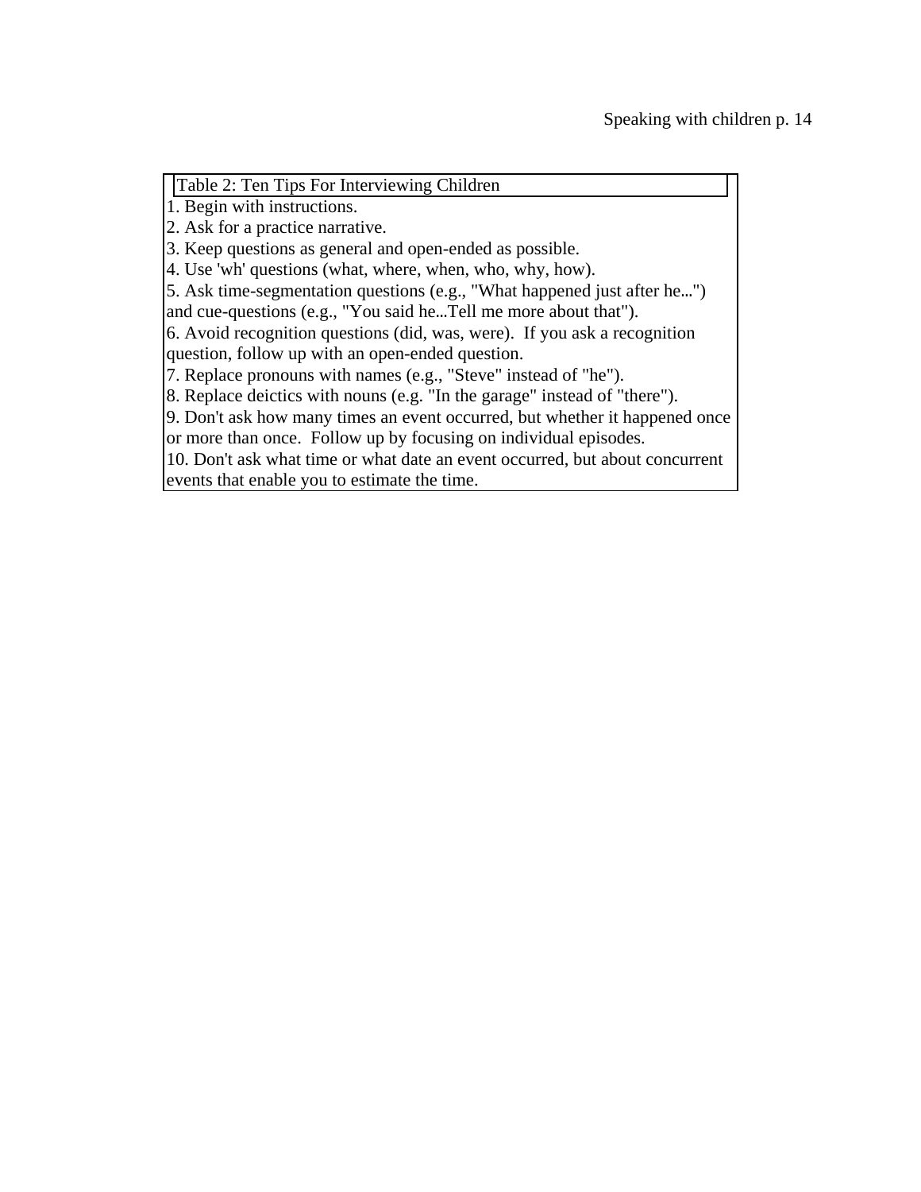| Table 2: Ten Tips For Interviewing Children |
| --- |
| 1. Begin with instructions. |
| 2. Ask for a practice narrative. |
| 3. Keep questions as general and open-ended as possible. |
| 4. Use 'wh' questions (what, where, when, who, why, how). |
| 5. Ask time-segmentation questions (e.g., "What happened just after he...") and cue-questions (e.g., "You said he...Tell me more about that"). |
| 6. Avoid recognition questions (did, was, were). If you ask a recognition question, follow up with an open-ended question. |
| 7. Replace pronouns with names (e.g., "Steve" instead of "he"). |
| 8. Replace deictics with nouns (e.g. "In the garage" instead of "there"). |
| 9. Don't ask how many times an event occurred, but whether it happened once or more than once. Follow up by focusing on individual episodes. |
| 10. Don't ask what time or what date an event occurred, but about concurrent events that enable you to estimate the time. |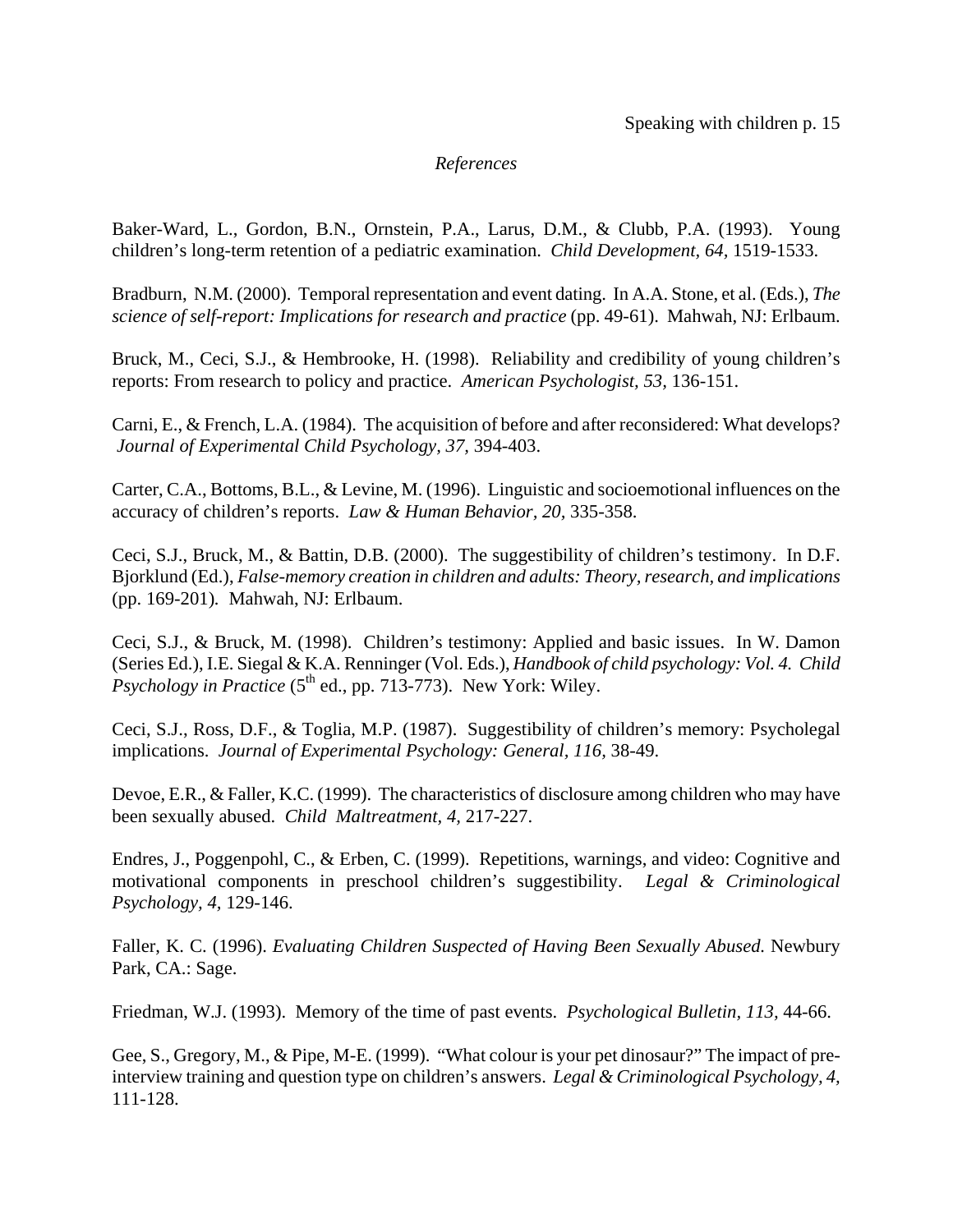*References*

Baker-Ward, L., Gordon, B.N., Ornstein, P.A., Larus, D.M., & Clubb, P.A. (1993). Young children's long-term retention of a pediatric examination. *Child Development, 64,* 1519-1533.

Bradburn, N.M. (2000). Temporal representation and event dating. In A.A. Stone, et al. (Eds.), *The science of self-report: Implications for research and practice* (pp. 49-61). Mahwah, NJ: Erlbaum.

Bruck, M., Ceci, S.J., & Hembrooke, H. (1998). Reliability and credibility of young children's reports: From research to policy and practice. *American Psychologist, 53,* 136-151.

Carni, E., & French, L.A. (1984). The acquisition of before and after reconsidered: What develops? *Journal of Experimental Child Psychology, 37,* 394-403.

Carter, C.A., Bottoms, B.L., & Levine, M. (1996). Linguistic and socioemotional influences on the accuracy of children's reports. *Law & Human Behavior, 20,* 335-358.

Ceci, S.J., Bruck, M., & Battin, D.B. (2000). The suggestibility of children's testimony. In D.F. Bjorklund (Ed.), *False-memory creation in children and adults: Theory, research, and implications* (pp. 169-201). Mahwah, NJ: Erlbaum.

Ceci, S.J., & Bruck, M. (1998). Children's testimony: Applied and basic issues. In W. Damon (Series Ed.), I.E. Siegal & K.A. Renninger (Vol. Eds.), *Handbook of child psychology: Vol. 4. Child Psychology in Practice* (5th ed., pp. 713-773). New York: Wiley.

Ceci, S.J., Ross, D.F., & Toglia, M.P. (1987). Suggestibility of children's memory: Psycholegal implications. *Journal of Experimental Psychology: General, 116,* 38-49.

Devoe, E.R., & Faller, K.C. (1999). The characteristics of disclosure among children who may have been sexually abused. *Child Maltreatment, 4,* 217-227.

Endres, J., Poggenpohl, C., & Erben, C. (1999). Repetitions, warnings, and video: Cognitive and motivational components in preschool children's suggestibility. *Legal & Criminological Psychology, 4,* 129-146.

Faller, K. C. (1996). *Evaluating Children Suspected of Having Been Sexually Abused.* Newbury Park, CA.: Sage.

Friedman, W.J. (1993). Memory of the time of past events. *Psychological Bulletin, 113,* 44-66.

Gee, S., Gregory, M., & Pipe, M-E. (1999). "What colour is your pet dinosaur?" The impact of pre-interview training and question type on children's answers. *Legal & Criminological Psychology, 4,* 111-128.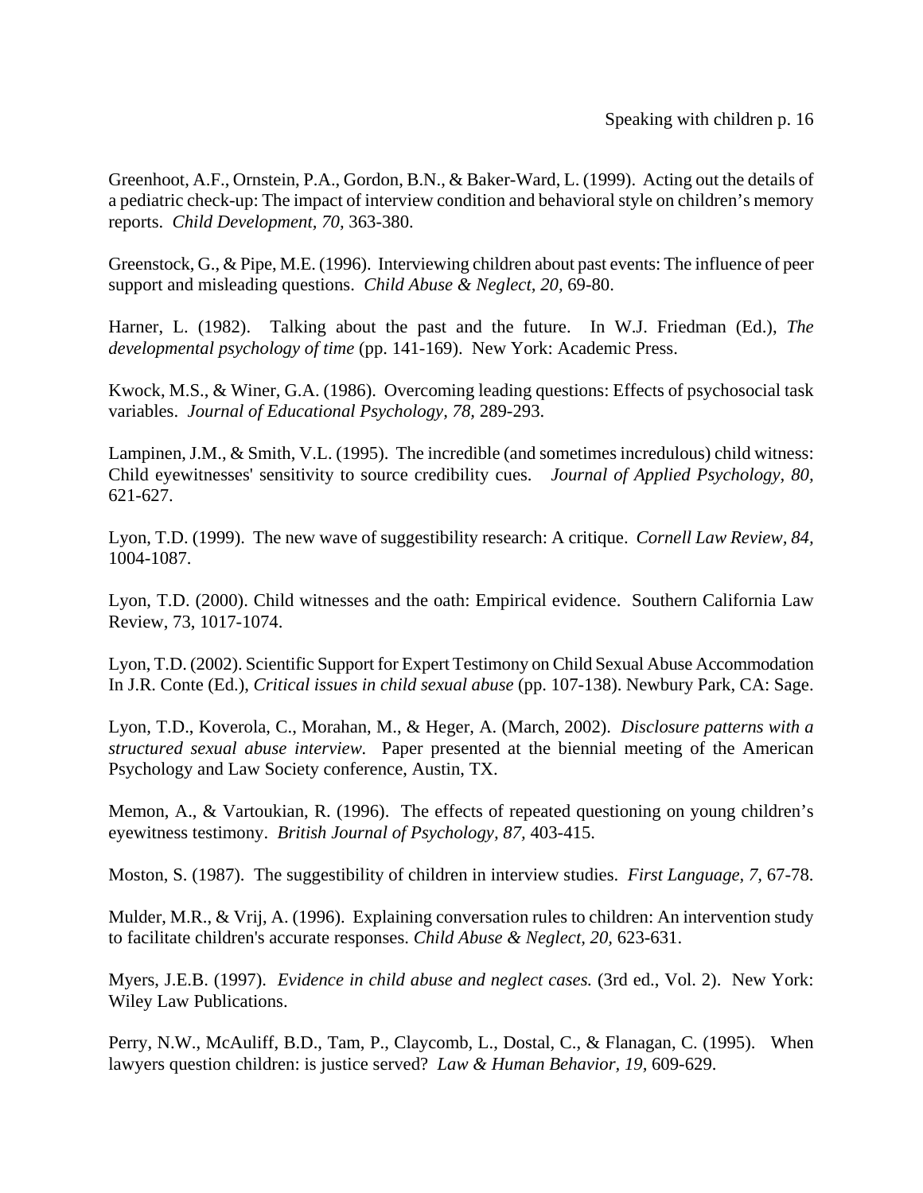Greenhoot, A.F., Ornstein, P.A., Gordon, B.N., & Baker-Ward, L. (1999). Acting out the details of a pediatric check-up: The impact of interview condition and behavioral style on children's memory reports. *Child Development, 70,* 363-380.

Greenstock, G., & Pipe, M.E. (1996). Interviewing children about past events: The influence of peer support and misleading questions. *Child Abuse & Neglect, 20,* 69-80.

Harner, L. (1982). Talking about the past and the future. In W.J. Friedman (Ed.), *The developmental psychology of time* (pp. 141-169). New York: Academic Press.

Kwock, M.S., & Winer, G.A. (1986). Overcoming leading questions: Effects of psychosocial task variables. *Journal of Educational Psychology, 78,* 289-293.

Lampinen, J.M., & Smith, V.L. (1995). The incredible (and sometimes incredulous) child witness: Child eyewitnesses' sensitivity to source credibility cues. *Journal of Applied Psychology, 80,* 621-627.

Lyon, T.D. (1999). The new wave of suggestibility research: A critique. *Cornell Law Review, 84,* 1004-1087.

Lyon, T.D. (2000). Child witnesses and the oath: Empirical evidence. Southern California Law Review, 73, 1017-1074.

Lyon, T.D. (2002). Scientific Support for Expert Testimony on Child Sexual Abuse Accommodation In J.R. Conte (Ed.), *Critical issues in child sexual abuse* (pp. 107-138). Newbury Park, CA: Sage.

Lyon, T.D., Koverola, C., Morahan, M., & Heger, A. (March, 2002). *Disclosure patterns with a structured sexual abuse interview.* Paper presented at the biennial meeting of the American Psychology and Law Society conference, Austin, TX.

Memon, A., & Vartoukian, R. (1996). The effects of repeated questioning on young children's eyewitness testimony. *British Journal of Psychology, 87,* 403-415.

Moston, S. (1987). The suggestibility of children in interview studies. *First Language, 7,* 67-78.

Mulder, M.R., & Vrij, A. (1996). Explaining conversation rules to children: An intervention study to facilitate children's accurate responses. *Child Abuse & Neglect, 20,* 623-631.

Myers, J.E.B. (1997). *Evidence in child abuse and neglect cases.* (3rd ed., Vol. 2). New York: Wiley Law Publications.

Perry, N.W., McAuliff, B.D., Tam, P., Claycomb, L., Dostal, C., & Flanagan, C. (1995). When lawyers question children: is justice served? *Law & Human Behavior, 19,* 609-629.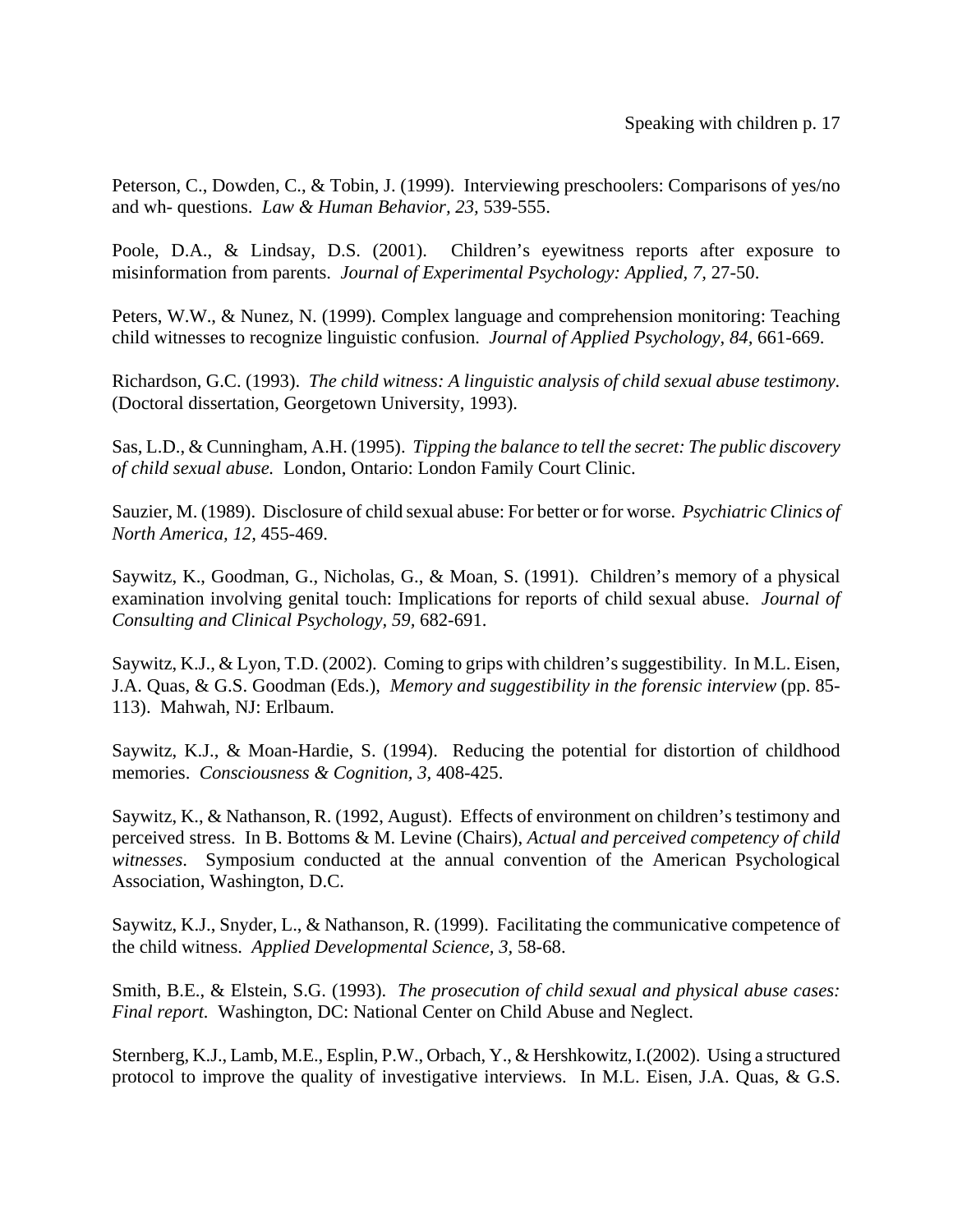Peterson, C., Dowden, C., & Tobin, J. (1999). Interviewing preschoolers: Comparisons of yes/no and wh- questions. *Law & Human Behavior, 23,* 539-555.

Poole, D.A., & Lindsay, D.S. (2001). Children's eyewitness reports after exposure to misinformation from parents. *Journal of Experimental Psychology: Applied, 7,* 27-50.

Peters, W.W., & Nunez, N. (1999). Complex language and comprehension monitoring: Teaching child witnesses to recognize linguistic confusion. *Journal of Applied Psychology, 84,* 661-669.

Richardson, G.C. (1993). *The child witness: A linguistic analysis of child sexual abuse testimony.* (Doctoral dissertation, Georgetown University, 1993).

Sas, L.D., & Cunningham, A.H. (1995). *Tipping the balance to tell the secret: The public discovery of child sexual abuse.* London, Ontario: London Family Court Clinic.

Sauzier, M. (1989). Disclosure of child sexual abuse: For better or for worse. *Psychiatric Clinics of North America, 12,* 455-469.

Saywitz, K., Goodman, G., Nicholas, G., & Moan, S. (1991). Children's memory of a physical examination involving genital touch: Implications for reports of child sexual abuse. *Journal of Consulting and Clinical Psychology, 59,* 682-691.

Saywitz, K.J., & Lyon, T.D. (2002). Coming to grips with children's suggestibility. In M.L. Eisen, J.A. Quas, & G.S. Goodman (Eds.), *Memory and suggestibility in the forensic interview* (pp. 85-113). Mahwah, NJ: Erlbaum.

Saywitz, K.J., & Moan-Hardie, S. (1994). Reducing the potential for distortion of childhood memories. *Consciousness & Cognition, 3,* 408-425.

Saywitz, K., & Nathanson, R. (1992, August). Effects of environment on children's testimony and perceived stress. In B. Bottoms & M. Levine (Chairs), *Actual and perceived competency of child witnesses*. Symposium conducted at the annual convention of the American Psychological Association, Washington, D.C.

Saywitz, K.J., Snyder, L., & Nathanson, R. (1999). Facilitating the communicative competence of the child witness. *Applied Developmental Science, 3,* 58-68.

Smith, B.E., & Elstein, S.G. (1993). *The prosecution of child sexual and physical abuse cases: Final report*. Washington, DC: National Center on Child Abuse and Neglect.

Sternberg, K.J., Lamb, M.E., Esplin, P.W., Orbach, Y., & Hershkowitz, I.(2002). Using a structured protocol to improve the quality of investigative interviews. In M.L. Eisen, J.A. Quas, & G.S.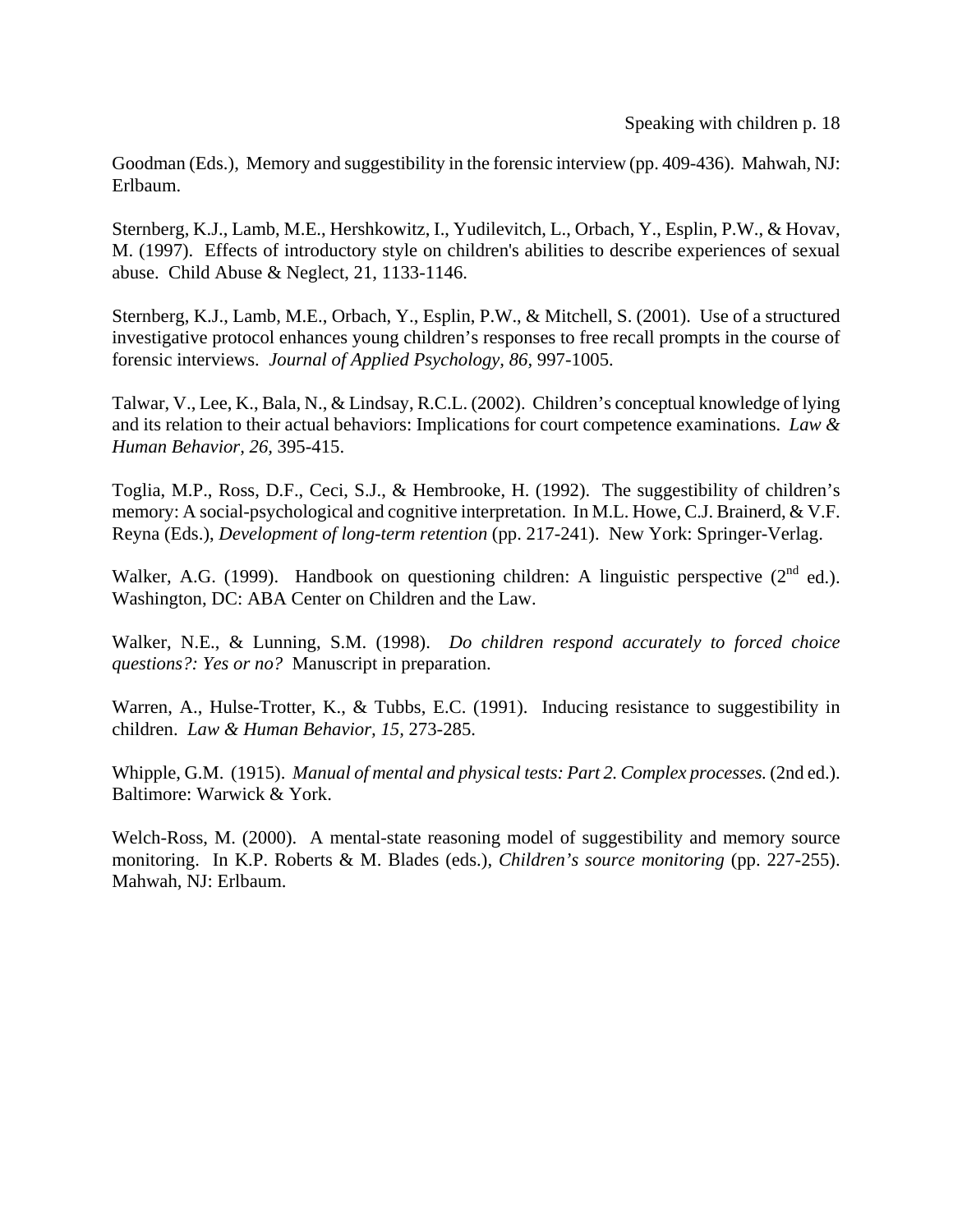Goodman (Eds.), Memory and suggestibility in the forensic interview (pp. 409-436). Mahwah, NJ: Erlbaum.

Sternberg, K.J., Lamb, M.E., Hershkowitz, I., Yudilevitch, L., Orbach, Y., Esplin, P.W., & Hovav, M. (1997). Effects of introductory style on children's abilities to describe experiences of sexual abuse. Child Abuse & Neglect, 21, 1133-1146.

Sternberg, K.J., Lamb, M.E., Orbach, Y., Esplin, P.W., & Mitchell, S. (2001). Use of a structured investigative protocol enhances young children's responses to free recall prompts in the course of forensic interviews. *Journal of Applied Psychology, 86,* 997-1005.

Talwar, V., Lee, K., Bala, N., & Lindsay, R.C.L. (2002). Children's conceptual knowledge of lying and its relation to their actual behaviors: Implications for court competence examinations. *Law & Human Behavior, 26,* 395-415.

Toglia, M.P., Ross, D.F., Ceci, S.J., & Hembrooke, H. (1992). The suggestibility of children's memory: A social-psychological and cognitive interpretation. In M.L. Howe, C.J. Brainerd, & V.F. Reyna (Eds.), *Development of long-term retention* (pp. 217-241). New York: Springer-Verlag.

Walker, A.G. (1999). Handbook on questioning children: A linguistic perspective (2nd ed.). Washington, DC: ABA Center on Children and the Law.

Walker, N.E., & Lunning, S.M. (1998). *Do children respond accurately to forced choice questions?: Yes or no?* Manuscript in preparation.

Warren, A., Hulse-Trotter, K., & Tubbs, E.C. (1991). Inducing resistance to suggestibility in children. *Law & Human Behavior, 15,* 273-285.

Whipple, G.M. (1915). *Manual of mental and physical tests: Part 2. Complex processes.* (2nd ed.). Baltimore: Warwick & York.

Welch-Ross, M. (2000). A mental-state reasoning model of suggestibility and memory source monitoring. In K.P. Roberts & M. Blades (eds.), *Children's source monitoring* (pp. 227-255). Mahwah, NJ: Erlbaum.